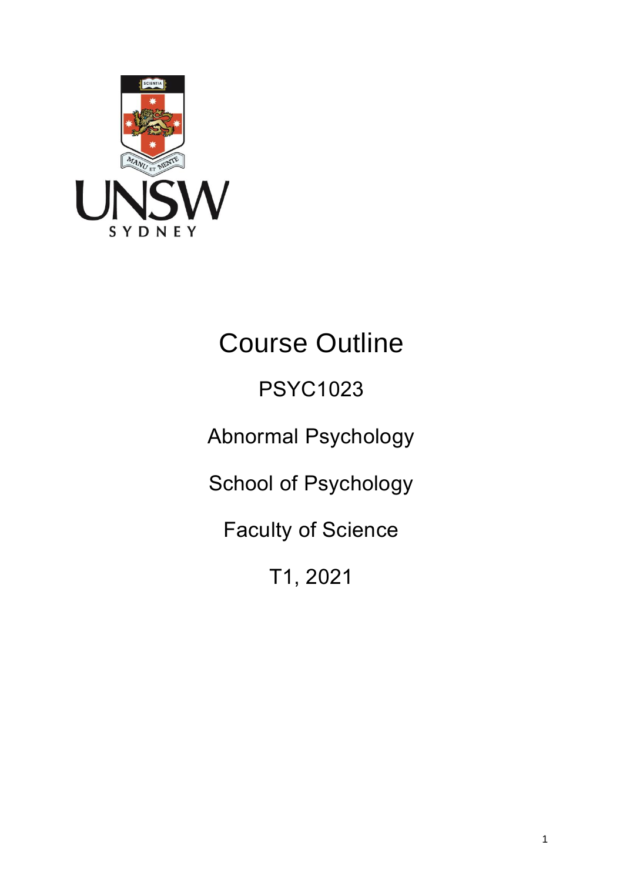# Course Outline

## PSYC1023

## Abnormal Psychology

## School of Psychology

## Faculty of Science

## T1, 2021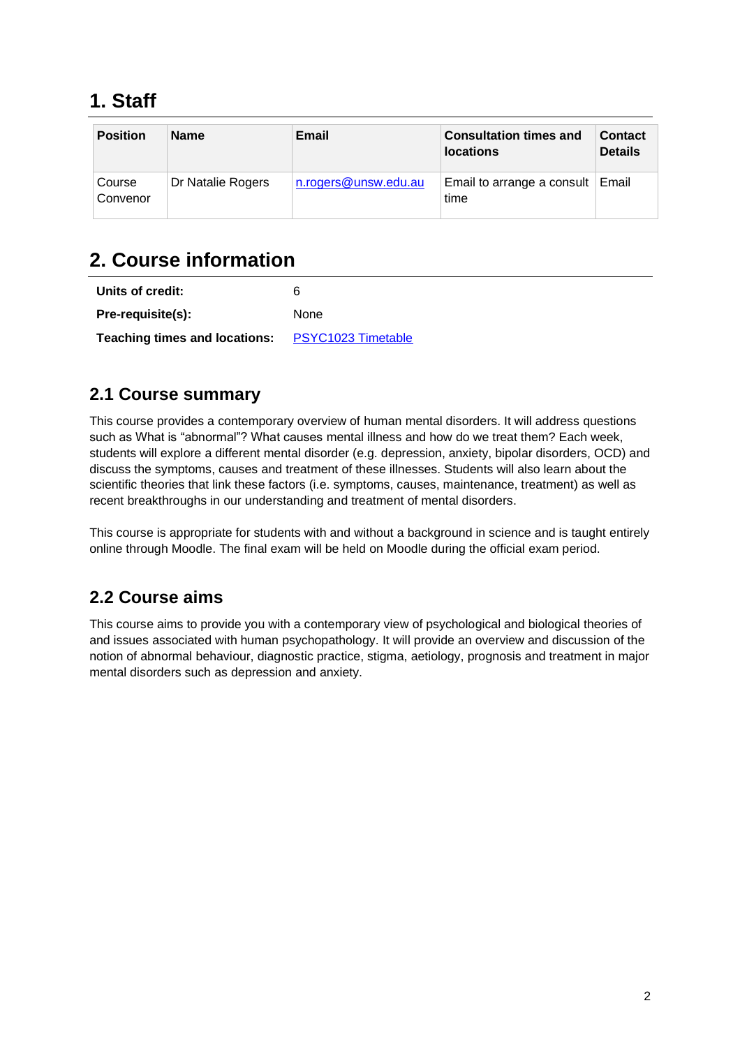# 1. Staff

| Position | Name | Email | Consultation times and locations | Contact Details |
|---|---|---|---|---|
| Course Convenor | Dr Natalie Rogers | n.rogers@unsw.edu.au | Email to arrange a consult time | Email |

# 2. Course information

| | |
|---|---|
| **Units of credit:** | 6 |
| **Pre-requisite(s):** | None |
| **Teaching times and locations:** | PSYC1023 Timetable |

## 2.1 Course summary

This course provides a contemporary overview of human mental disorders. It will address questions such as What is "abnormal"? What causes mental illness and how do we treat them? Each week, students will explore a different mental disorder (e.g. depression, anxiety, bipolar disorders, OCD) and discuss the symptoms, causes and treatment of these illnesses. Students will also learn about the scientific theories that link these factors (i.e. symptoms, causes, maintenance, treatment) as well as recent breakthroughs in our understanding and treatment of mental disorders.

This course is appropriate for students with and without a background in science and is taught entirely online through Moodle. The final exam will be held on Moodle during the official exam period.

## 2.2 Course aims

This course aims to provide you with a contemporary view of psychological and biological theories of and issues associated with human psychopathology. It will provide an overview and discussion of the notion of abnormal behaviour, diagnostic practice, stigma, aetiology, prognosis and treatment in major mental disorders such as depression and anxiety.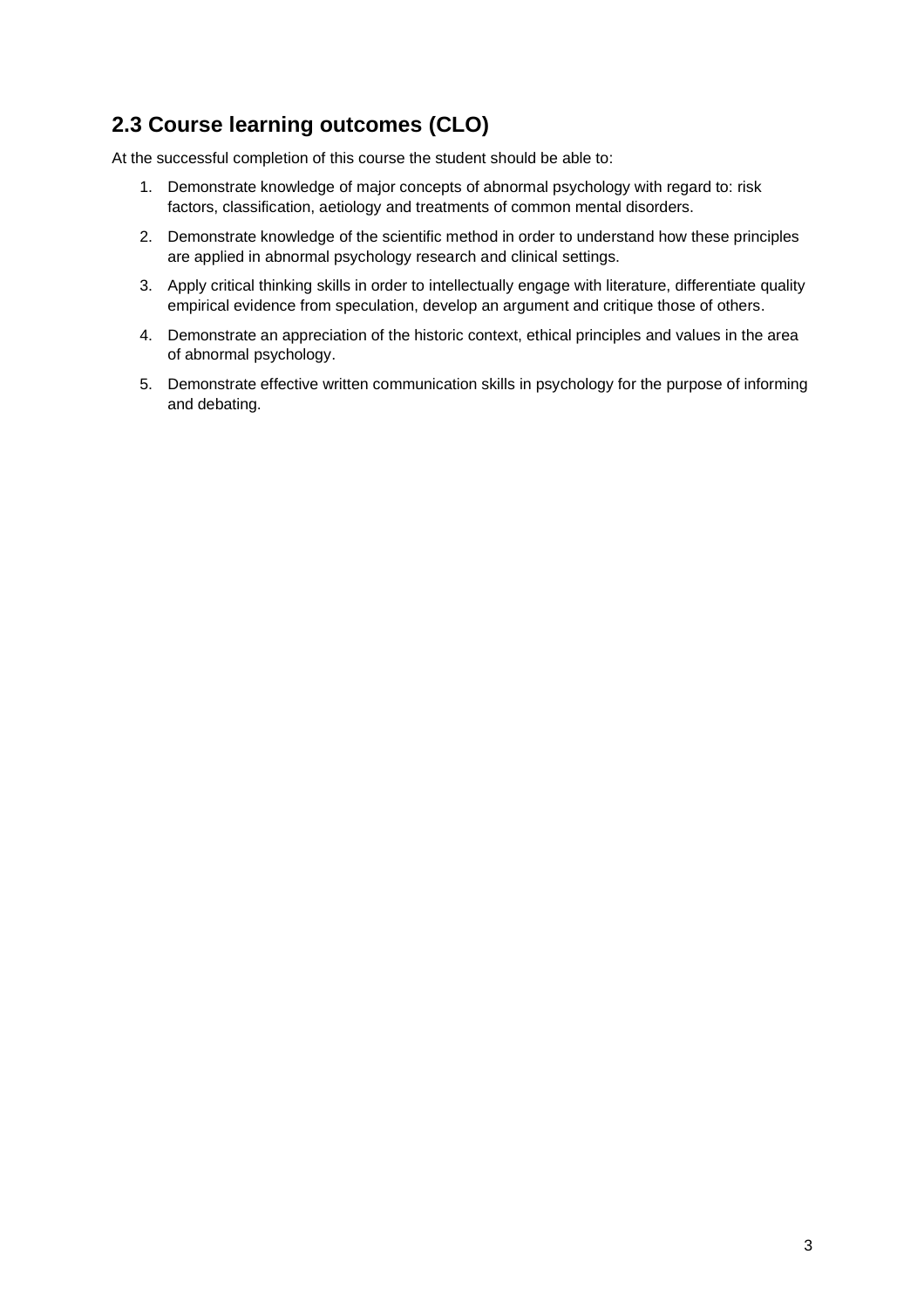## 2.3 Course learning outcomes (CLO)

At the successful completion of this course the student should be able to:

1. Demonstrate knowledge of major concepts of abnormal psychology with regard to: risk factors, classification, aetiology and treatments of common mental disorders.
2. Demonstrate knowledge of the scientific method in order to understand how these principles are applied in abnormal psychology research and clinical settings.
3. Apply critical thinking skills in order to intellectually engage with literature, differentiate quality empirical evidence from speculation, develop an argument and critique those of others.
4. Demonstrate an appreciation of the historic context, ethical principles and values in the area of abnormal psychology.
5. Demonstrate effective written communication skills in psychology for the purpose of informing and debating.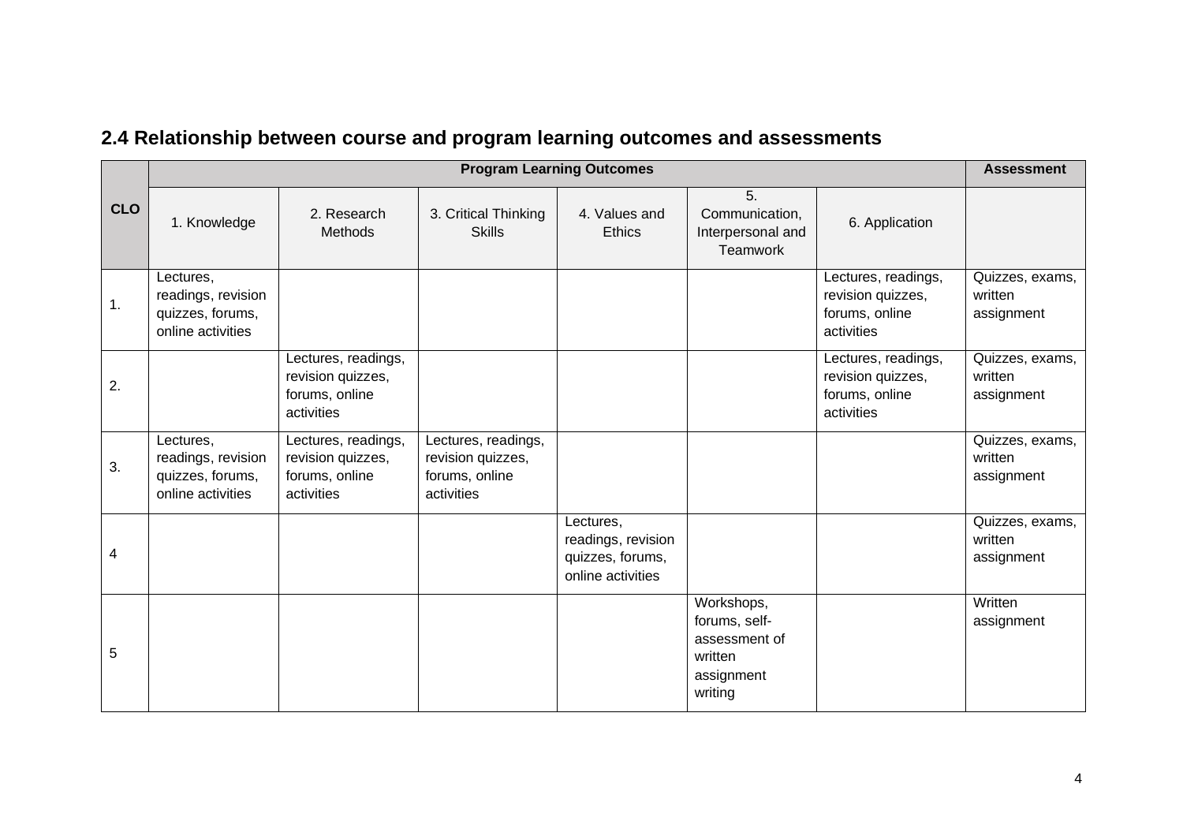## 2.4 Relationship between course and program learning outcomes and assessments

| CLO | Program Learning Outcomes | | | | | | Assessment |
|---|---|---|---|---|---|---|---|
| | 1. Knowledge | 2. Research Methods | 3. Critical Thinking Skills | 4. Values and Ethics | 5. Communication, Interpersonal and Teamwork | 6. Application | |
| 1. | Lectures, readings, revision quizzes, forums, online activities | | | | | Lectures, readings, revision quizzes, forums, online activities | Quizzes, exams, written assignment |
| 2. | | Lectures, readings, revision quizzes, forums, online activities | | | | Lectures, readings, revision quizzes, forums, online activities | Quizzes, exams, written assignment |
| 3. | Lectures, readings, revision quizzes, forums, online activities | Lectures, readings, revision quizzes, forums, online activities | Lectures, readings, revision quizzes, forums, online activities | | | | Quizzes, exams, written assignment |
| 4 | | | | Lectures, readings, revision quizzes, forums, online activities | | | Quizzes, exams, written assignment |
| 5 | | | | | Workshops, forums, self-assessment of written assignment writing | | Written assignment |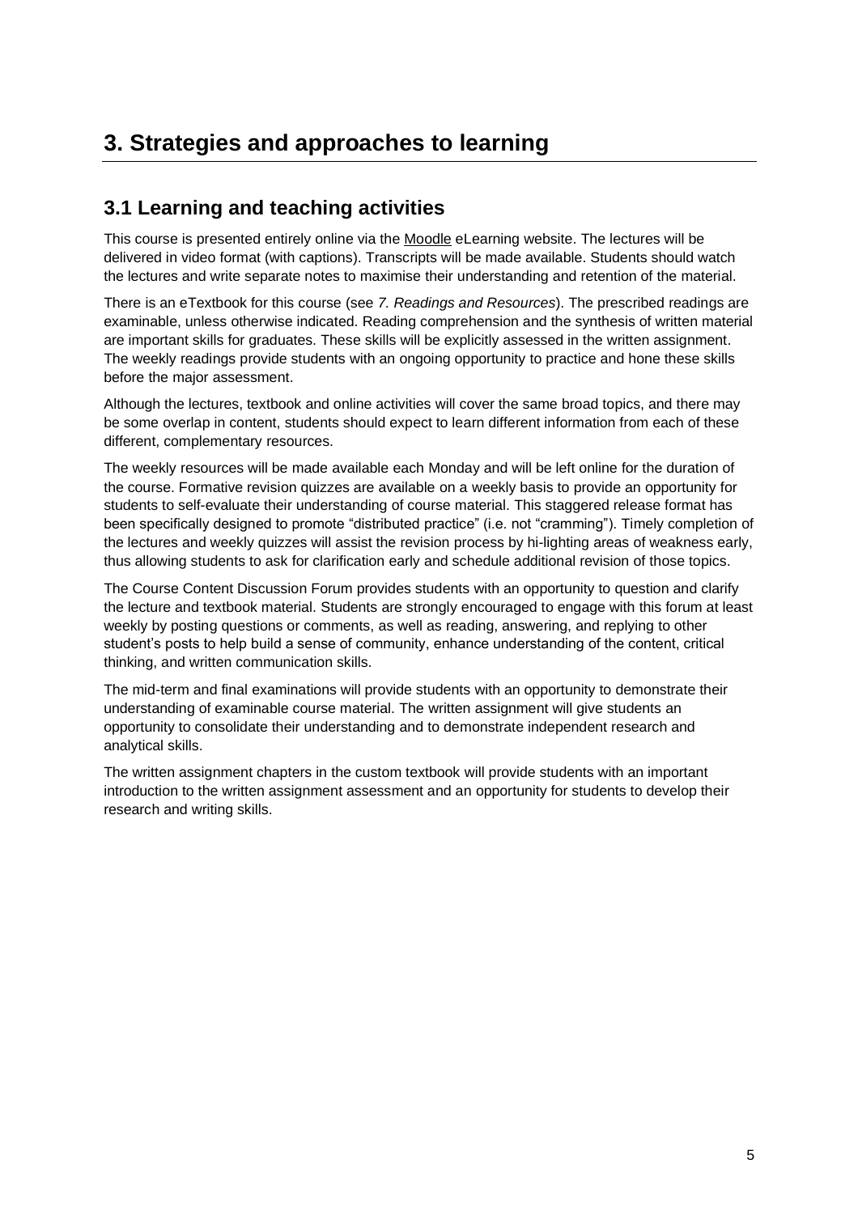# 3. Strategies and approaches to learning

## 3.1 Learning and teaching activities

This course is presented entirely online via the Moodle eLearning website. The lectures will be delivered in video format (with captions). Transcripts will be made available. Students should watch the lectures and write separate notes to maximise their understanding and retention of the material.

There is an eTextbook for this course (see *7. Readings and Resources*). The prescribed readings are examinable, unless otherwise indicated. Reading comprehension and the synthesis of written material are important skills for graduates. These skills will be explicitly assessed in the written assignment. The weekly readings provide students with an ongoing opportunity to practice and hone these skills before the major assessment.

Although the lectures, textbook and online activities will cover the same broad topics, and there may be some overlap in content, students should expect to learn different information from each of these different, complementary resources.

The weekly resources will be made available each Monday and will be left online for the duration of the course. Formative revision quizzes are available on a weekly basis to provide an opportunity for students to self-evaluate their understanding of course material. This staggered release format has been specifically designed to promote "distributed practice" (i.e. not "cramming"). Timely completion of the lectures and weekly quizzes will assist the revision process by hi-lighting areas of weakness early, thus allowing students to ask for clarification early and schedule additional revision of those topics.

The Course Content Discussion Forum provides students with an opportunity to question and clarify the lecture and textbook material. Students are strongly encouraged to engage with this forum at least weekly by posting questions or comments, as well as reading, answering, and replying to other student's posts to help build a sense of community, enhance understanding of the content, critical thinking, and written communication skills.

The mid-term and final examinations will provide students with an opportunity to demonstrate their understanding of examinable course material. The written assignment will give students an opportunity to consolidate their understanding and to demonstrate independent research and analytical skills.

The written assignment chapters in the custom textbook will provide students with an important introduction to the written assignment assessment and an opportunity for students to develop their research and writing skills.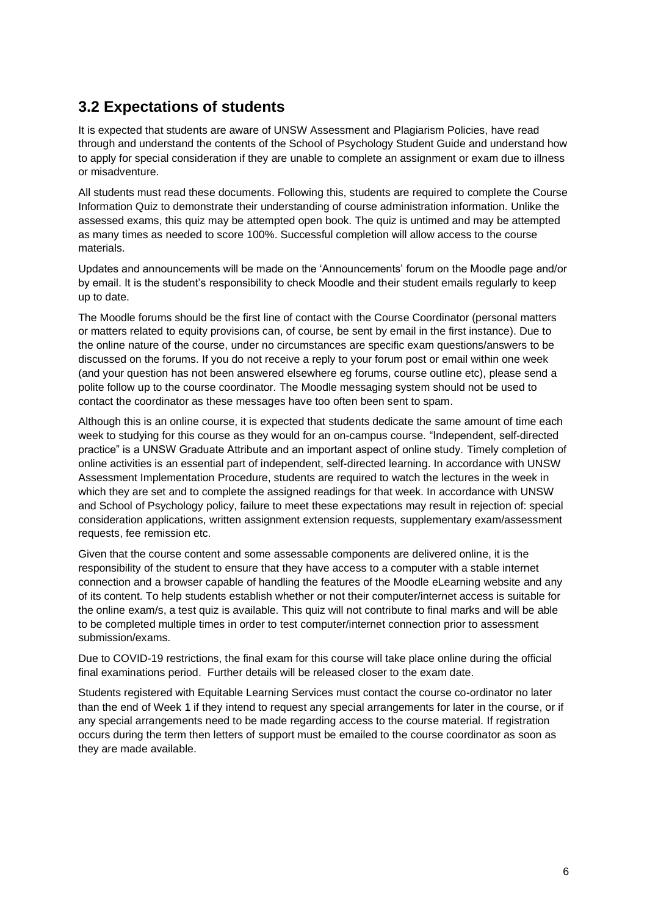## 3.2 Expectations of students

It is expected that students are aware of UNSW Assessment and Plagiarism Policies, have read through and understand the contents of the School of Psychology Student Guide and understand how to apply for special consideration if they are unable to complete an assignment or exam due to illness or misadventure.

All students must read these documents. Following this, students are required to complete the Course Information Quiz to demonstrate their understanding of course administration information. Unlike the assessed exams, this quiz may be attempted open book. The quiz is untimed and may be attempted as many times as needed to score 100%. Successful completion will allow access to the course materials.

Updates and announcements will be made on the 'Announcements' forum on the Moodle page and/or by email. It is the student's responsibility to check Moodle and their student emails regularly to keep up to date.

The Moodle forums should be the first line of contact with the Course Coordinator (personal matters or matters related to equity provisions can, of course, be sent by email in the first instance). Due to the online nature of the course, under no circumstances are specific exam questions/answers to be discussed on the forums. If you do not receive a reply to your forum post or email within one week (and your question has not been answered elsewhere eg forums, course outline etc), please send a polite follow up to the course coordinator. The Moodle messaging system should not be used to contact the coordinator as these messages have too often been sent to spam.

Although this is an online course, it is expected that students dedicate the same amount of time each week to studying for this course as they would for an on-campus course. "Independent, self-directed practice" is a UNSW Graduate Attribute and an important aspect of online study. Timely completion of online activities is an essential part of independent, self-directed learning. In accordance with UNSW Assessment Implementation Procedure, students are required to watch the lectures in the week in which they are set and to complete the assigned readings for that week. In accordance with UNSW and School of Psychology policy, failure to meet these expectations may result in rejection of: special consideration applications, written assignment extension requests, supplementary exam/assessment requests, fee remission etc.

Given that the course content and some assessable components are delivered online, it is the responsibility of the student to ensure that they have access to a computer with a stable internet connection and a browser capable of handling the features of the Moodle eLearning website and any of its content. To help students establish whether or not their computer/internet access is suitable for the online exam/s, a test quiz is available. This quiz will not contribute to final marks and will be able to be completed multiple times in order to test computer/internet connection prior to assessment submission/exams.

Due to COVID-19 restrictions, the final exam for this course will take place online during the official final examinations period. Further details will be released closer to the exam date.

Students registered with Equitable Learning Services must contact the course co-ordinator no later than the end of Week 1 if they intend to request any special arrangements for later in the course, or if any special arrangements need to be made regarding access to the course material. If registration occurs during the term then letters of support must be emailed to the course coordinator as soon as they are made available.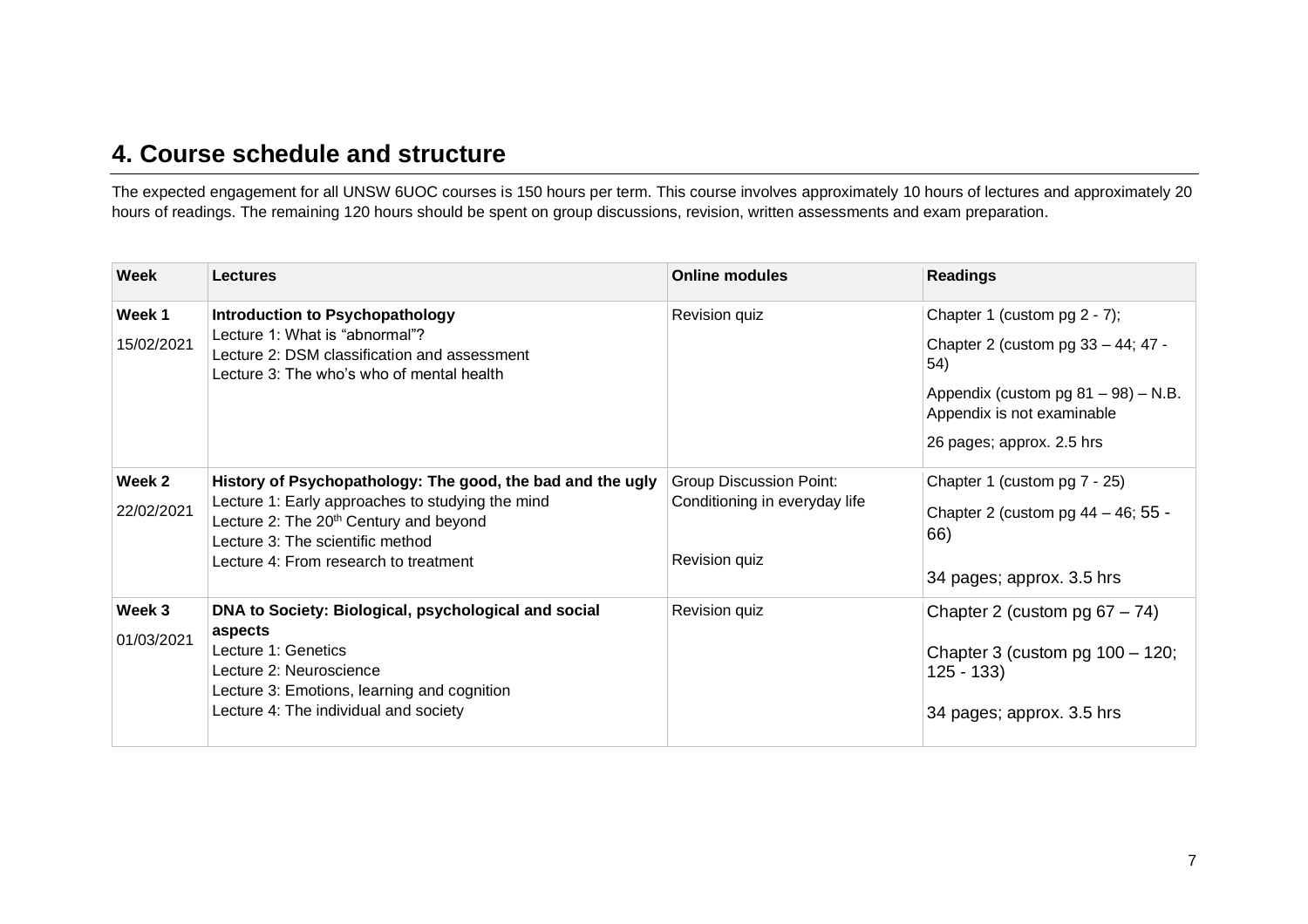## 4. Course schedule and structure

The expected engagement for all UNSW 6UOC courses is 150 hours per term. This course involves approximately 10 hours of lectures and approximately 20 hours of readings. The remaining 120 hours should be spent on group discussions, revision, written assessments and exam preparation.

| Week | Lectures | Online modules | Readings |
|---|---|---|---|
| **Week 1**<br>15/02/2021 | **Introduction to Psychopathology**<br>Lecture 1: What is "abnormal"?<br>Lecture 2: DSM classification and assessment<br>Lecture 3: The who's who of mental health | Revision quiz | Chapter 1 (custom pg 2 - 7);<br>Chapter 2 (custom pg 33 – 44; 47 - 54)<br>Appendix (custom pg 81 – 98) – N.B. Appendix is not examinable<br>26 pages; approx. 2.5 hrs |
| **Week 2**<br>22/02/2021 | **History of Psychopathology: The good, the bad and the ugly**<br>Lecture 1: Early approaches to studying the mind<br>Lecture 2: The 20th Century and beyond<br>Lecture 3: The scientific method<br>Lecture 4: From research to treatment | Group Discussion Point: Conditioning in everyday life<br>Revision quiz | Chapter 1 (custom pg 7 - 25)<br>Chapter 2 (custom pg 44 – 46; 55 - 66)<br>34 pages; approx. 3.5 hrs |
| **Week 3**<br>01/03/2021 | **DNA to Society: Biological, psychological and social aspects**<br>Lecture 1: Genetics<br>Lecture 2: Neuroscience<br>Lecture 3: Emotions, learning and cognition<br>Lecture 4: The individual and society | Revision quiz | Chapter 2 (custom pg 67 – 74)<br>Chapter 3 (custom pg 100 – 120; 125 - 133)<br>34 pages; approx. 3.5 hrs |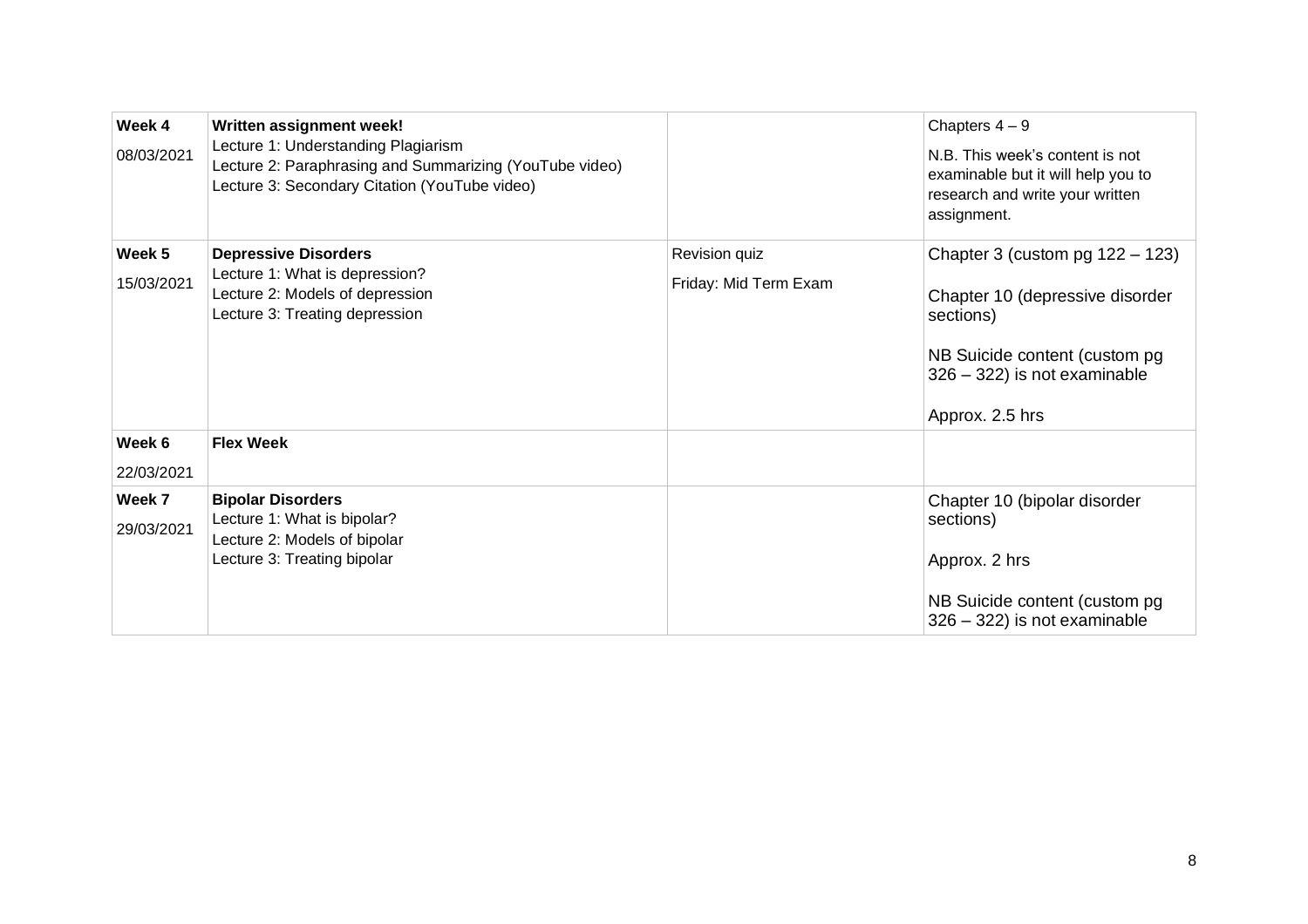| | | | |
|---|---|---|---|
| **Week 4**<br>08/03/2021 | **Written assignment week!**<br>Lecture 1: Understanding Plagiarism<br>Lecture 2: Paraphrasing and Summarizing (YouTube video)<br>Lecture 3: Secondary Citation (YouTube video) | | Chapters 4 – 9<br>N.B. This week's content is not examinable but it will help you to research and write your written assignment. |
| **Week 5**<br>15/03/2021 | **Depressive Disorders**<br>Lecture 1: What is depression?<br>Lecture 2: Models of depression<br>Lecture 3: Treating depression | Revision quiz<br>Friday: Mid Term Exam | Chapter 3 (custom pg 122 – 123)<br><br>Chapter 10 (depressive disorder sections)<br><br>NB Suicide content (custom pg 326 – 322) is not examinable<br><br>Approx. 2.5 hrs |
| **Week 6**<br>22/03/2021 | **Flex Week** | | |
| **Week 7**<br>29/03/2021 | **Bipolar Disorders**<br>Lecture 1: What is bipolar?<br>Lecture 2: Models of bipolar<br>Lecture 3: Treating bipolar | | Chapter 10 (bipolar disorder sections)<br><br>Approx. 2 hrs<br><br>NB Suicide content (custom pg 326 – 322) is not examinable |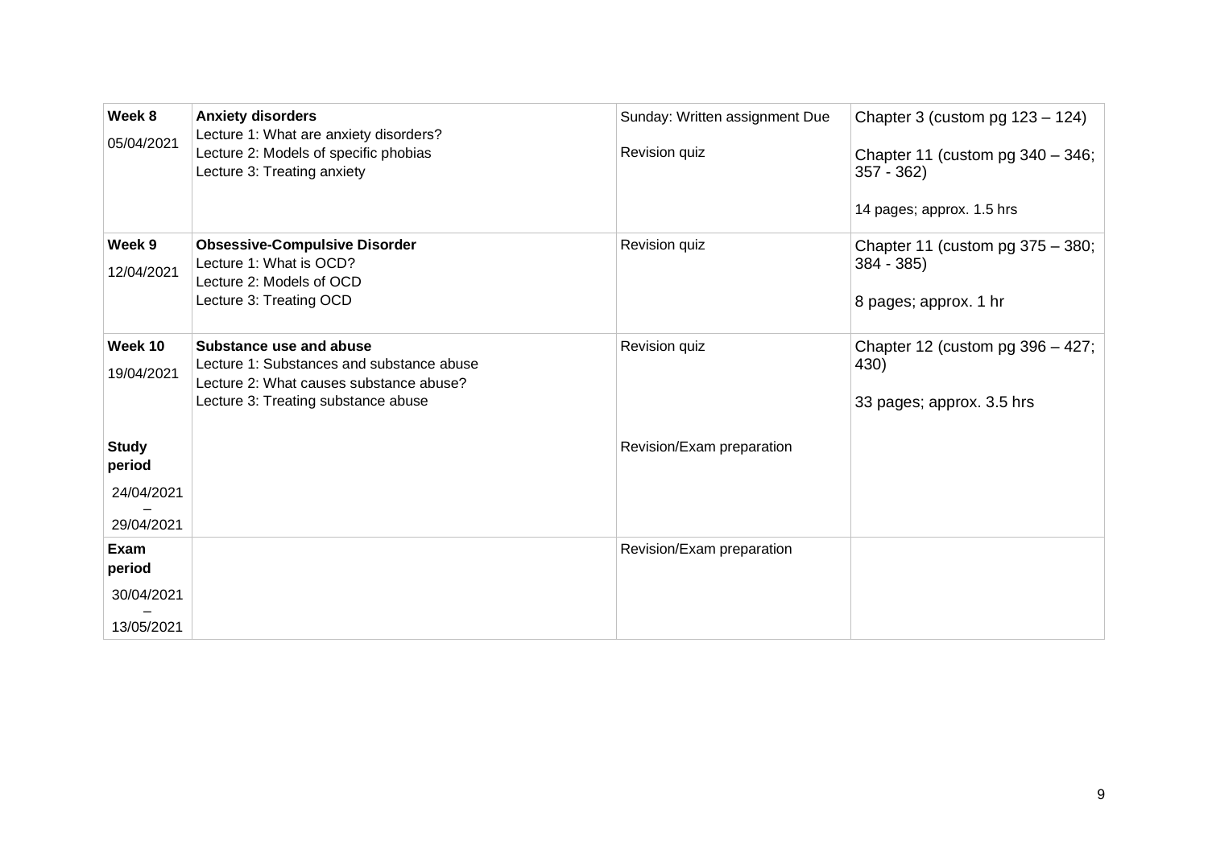| | | | |
|---|---|---|---|
| **Week 8**<br>05/04/2021 | **Anxiety disorders**<br>Lecture 1: What are anxiety disorders?<br>Lecture 2: Models of specific phobias<br>Lecture 3: Treating anxiety | Sunday: Written assignment Due<br><br>Revision quiz | Chapter 3 (custom pg 123 – 124)<br><br>Chapter 11 (custom pg 340 – 346; 357 - 362)<br><br>14 pages; approx. 1.5 hrs |
| **Week 9**<br>12/04/2021 | **Obsessive-Compulsive Disorder**<br>Lecture 1: What is OCD?<br>Lecture 2: Models of OCD<br>Lecture 3: Treating OCD | Revision quiz | Chapter 11 (custom pg 375 – 380; 384 - 385)<br><br>8 pages; approx. 1 hr |
| **Week 10**<br>19/04/2021 | **Substance use and abuse**<br>Lecture 1: Substances and substance abuse<br>Lecture 2: What causes substance abuse?<br>Lecture 3: Treating substance abuse | Revision quiz | Chapter 12 (custom pg 396 – 427; 430)<br><br>33 pages; approx. 3.5 hrs |
| **Study period**<br>24/04/2021 – 29/04/2021 | | Revision/Exam preparation | |
| **Exam period**<br>30/04/2021 – 13/05/2021 | | Revision/Exam preparation | |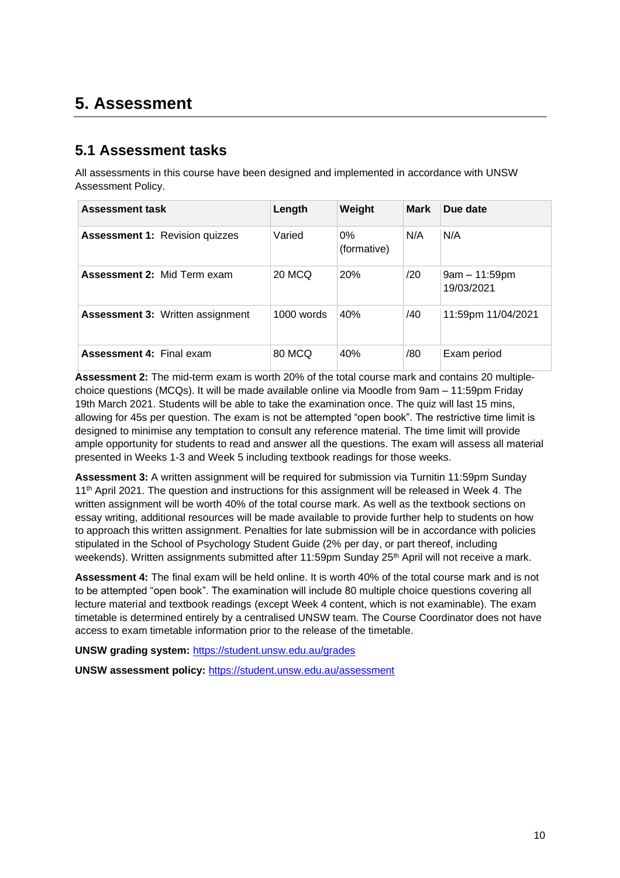# 5. Assessment

## 5.1 Assessment tasks

All assessments in this course have been designed and implemented in accordance with UNSW Assessment Policy.

| Assessment task | Length | Weight | Mark | Due date |
|---|---|---|---|---|
| **Assessment 1:** Revision quizzes | Varied | 0% (formative) | N/A | N/A |
| **Assessment 2:** Mid Term exam | 20 MCQ | 20% | /20 | 9am – 11:59pm 19/03/2021 |
| **Assessment 3:** Written assignment | 1000 words | 40% | /40 | 11:59pm 11/04/2021 |
| **Assessment 4:** Final exam | 80 MCQ | 40% | /80 | Exam period |

**Assessment 2:** The mid-term exam is worth 20% of the total course mark and contains 20 multiple-choice questions (MCQs). It will be made available online via Moodle from 9am – 11:59pm Friday 19th March 2021. Students will be able to take the examination once. The quiz will last 15 mins, allowing for 45s per question. The exam is not be attempted "open book". The restrictive time limit is designed to minimise any temptation to consult any reference material. The time limit will provide ample opportunity for students to read and answer all the questions. The exam will assess all material presented in Weeks 1-3 and Week 5 including textbook readings for those weeks.

**Assessment 3:** A written assignment will be required for submission via Turnitin 11:59pm Sunday 11th April 2021. The question and instructions for this assignment will be released in Week 4. The written assignment will be worth 40% of the total course mark. As well as the textbook sections on essay writing, additional resources will be made available to provide further help to students on how to approach this written assignment. Penalties for late submission will be in accordance with policies stipulated in the School of Psychology Student Guide (2% per day, or part thereof, including weekends). Written assignments submitted after 11:59pm Sunday 25th April will not receive a mark.

**Assessment 4:** The final exam will be held online. It is worth 40% of the total course mark and is not to be attempted "open book". The examination will include 80 multiple choice questions covering all lecture material and textbook readings (except Week 4 content, which is not examinable). The exam timetable is determined entirely by a centralised UNSW team. The Course Coordinator does not have access to exam timetable information prior to the release of the timetable.

**UNSW grading system:** https://student.unsw.edu.au/grades

**UNSW assessment policy:** https://student.unsw.edu.au/assessment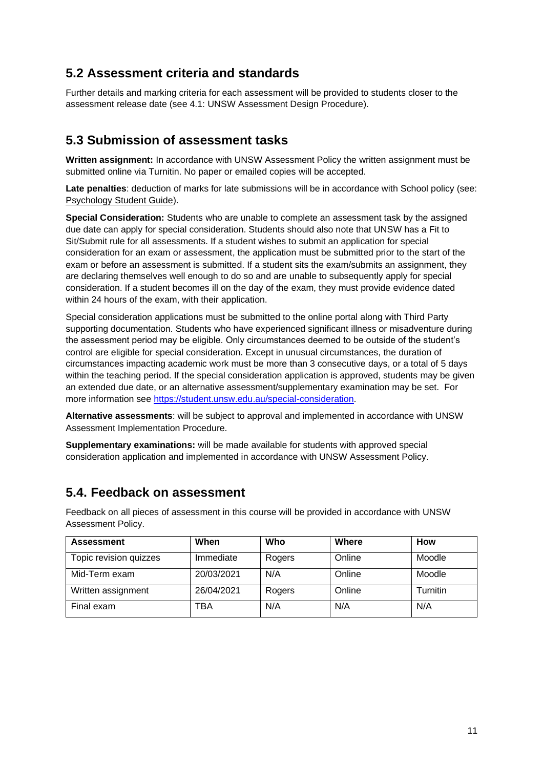## 5.2 Assessment criteria and standards

Further details and marking criteria for each assessment will be provided to students closer to the assessment release date (see 4.1: UNSW Assessment Design Procedure).

## 5.3 Submission of assessment tasks

**Written assignment:** In accordance with UNSW Assessment Policy the written assignment must be submitted online via Turnitin. No paper or emailed copies will be accepted.

**Late penalties**: deduction of marks for late submissions will be in accordance with School policy (see: Psychology Student Guide).

**Special Consideration:** Students who are unable to complete an assessment task by the assigned due date can apply for special consideration. Students should also note that UNSW has a Fit to Sit/Submit rule for all assessments. If a student wishes to submit an application for special consideration for an exam or assessment, the application must be submitted prior to the start of the exam or before an assessment is submitted. If a student sits the exam/submits an assignment, they are declaring themselves well enough to do so and are unable to subsequently apply for special consideration. If a student becomes ill on the day of the exam, they must provide evidence dated within 24 hours of the exam, with their application.

Special consideration applications must be submitted to the online portal along with Third Party supporting documentation. Students who have experienced significant illness or misadventure during the assessment period may be eligible. Only circumstances deemed to be outside of the student's control are eligible for special consideration. Except in unusual circumstances, the duration of circumstances impacting academic work must be more than 3 consecutive days, or a total of 5 days within the teaching period. If the special consideration application is approved, students may be given an extended due date, or an alternative assessment/supplementary examination may be set. For more information see https://student.unsw.edu.au/special-consideration.

**Alternative assessments**: will be subject to approval and implemented in accordance with UNSW Assessment Implementation Procedure.

**Supplementary examinations:** will be made available for students with approved special consideration application and implemented in accordance with UNSW Assessment Policy.

## 5.4. Feedback on assessment

Feedback on all pieces of assessment in this course will be provided in accordance with UNSW Assessment Policy.

| Assessment | When | Who | Where | How |
|---|---|---|---|---|
| Topic revision quizzes | Immediate | Rogers | Online | Moodle |
| Mid-Term exam | 20/03/2021 | N/A | Online | Moodle |
| Written assignment | 26/04/2021 | Rogers | Online | Turnitin |
| Final exam | TBA | N/A | N/A | N/A |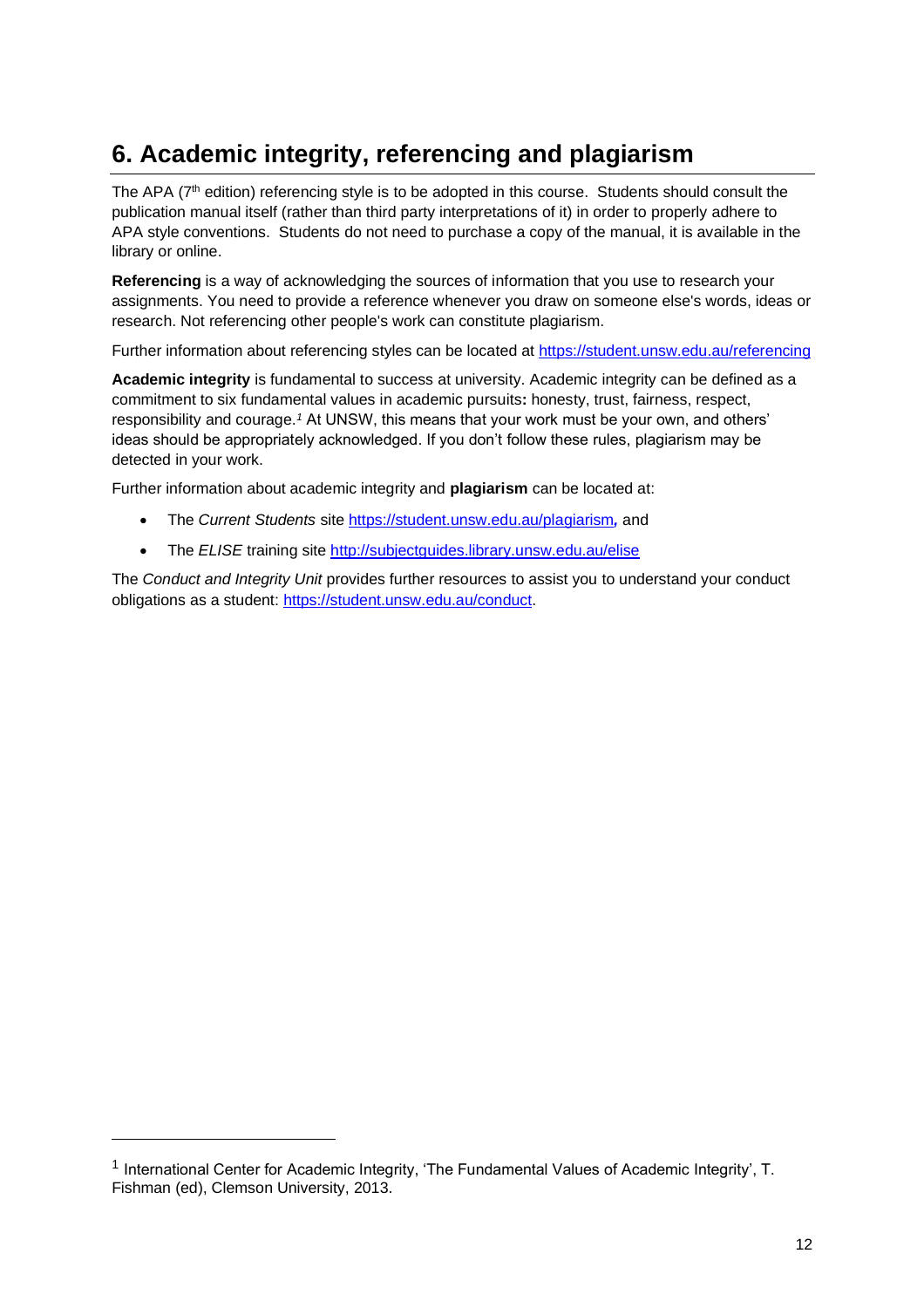## 6. Academic integrity, referencing and plagiarism

The APA (7th edition) referencing style is to be adopted in this course. Students should consult the publication manual itself (rather than third party interpretations of it) in order to properly adhere to APA style conventions. Students do not need to purchase a copy of the manual, it is available in the library or online.

**Referencing** is a way of acknowledging the sources of information that you use to research your assignments. You need to provide a reference whenever you draw on someone else's words, ideas or research. Not referencing other people's work can constitute plagiarism.

Further information about referencing styles can be located at https://student.unsw.edu.au/referencing

**Academic integrity** is fundamental to success at university. Academic integrity can be defined as a commitment to six fundamental values in academic pursuits**:** honesty, trust, fairness, respect, responsibility and courage.[1] At UNSW, this means that your work must be your own, and others' ideas should be appropriately acknowledged. If you don't follow these rules, plagiarism may be detected in your work.

Further information about academic integrity and **plagiarism** can be located at:

- The *Current Students* site https://student.unsw.edu.au/plagiarism*,* and
- The *ELISE* training site http://subjectguides.library.unsw.edu.au/elise

The *Conduct and Integrity Unit* provides further resources to assist you to understand your conduct obligations as a student: https://student.unsw.edu.au/conduct.

---

[1] International Center for Academic Integrity, 'The Fundamental Values of Academic Integrity', T. Fishman (ed), Clemson University, 2013.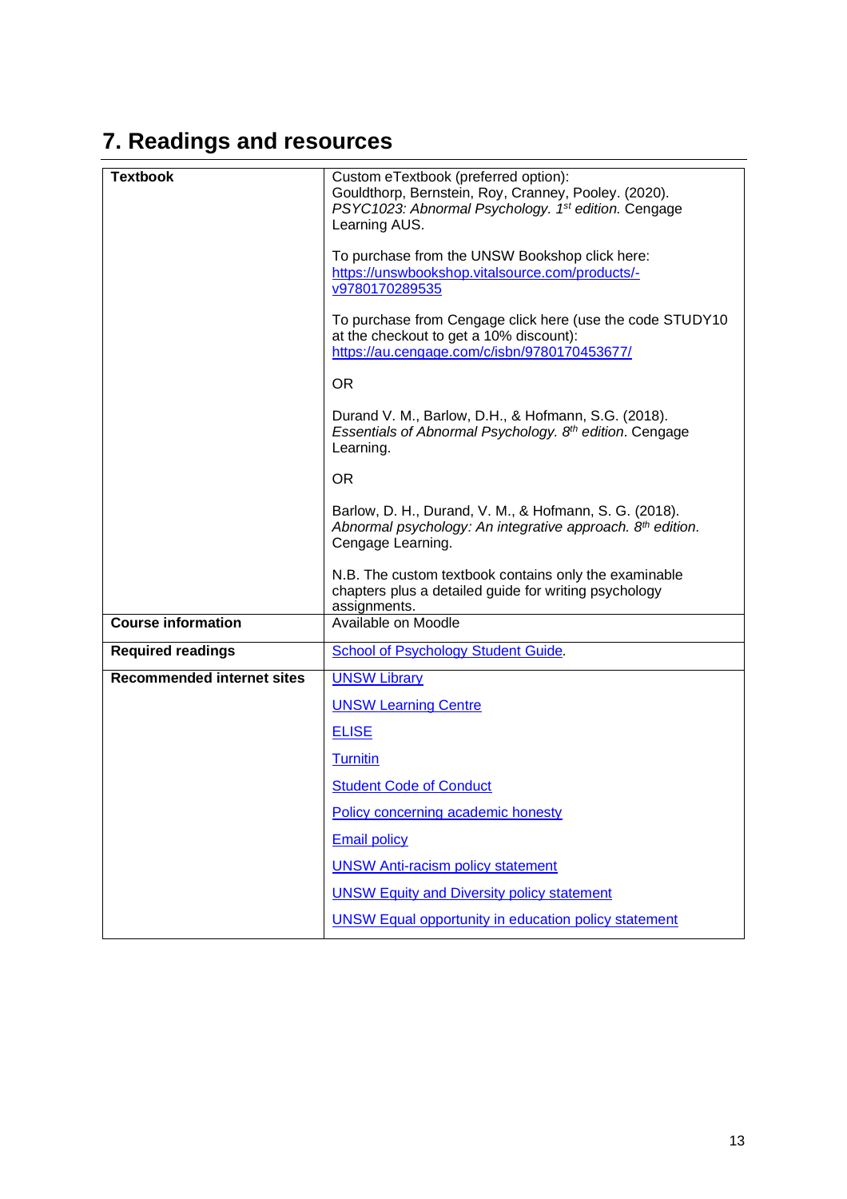# 7. Readings and resources

| | |
|---|---|
| **Textbook** | Custom eTextbook (preferred option): Gouldthorp, Bernstein, Roy, Cranney, Pooley. (2020). *PSYC1023: Abnormal Psychology. 1st edition.* Cengage Learning AUS.<br><br>To purchase from the UNSW Bookshop click here: https://unswbookshop.vitalsource.com/products/-v9780170289535<br><br>To purchase from Cengage click here (use the code STUDY10 at the checkout to get a 10% discount): https://au.cengage.com/c/isbn/9780170453677/<br><br>OR<br><br>Durand V. M., Barlow, D.H., & Hofmann, S.G. (2018). *Essentials of Abnormal Psychology. 8th edition*. Cengage Learning.<br><br>OR<br><br>Barlow, D. H., Durand, V. M., & Hofmann, S. G. (2018). *Abnormal psychology: An integrative approach. 8th edition.* Cengage Learning.<br><br>N.B. The custom textbook contains only the examinable chapters plus a detailed guide for writing psychology assignments. |
| **Course information** | Available on Moodle |
| **Required readings** | School of Psychology Student Guide. |
| **Recommended internet sites** | UNSW Library<br><br>UNSW Learning Centre<br><br>ELISE<br><br>Turnitin<br><br>Student Code of Conduct<br><br>Policy concerning academic honesty<br><br>Email policy<br><br>UNSW Anti-racism policy statement<br><br>UNSW Equity and Diversity policy statement<br><br>UNSW Equal opportunity in education policy statement |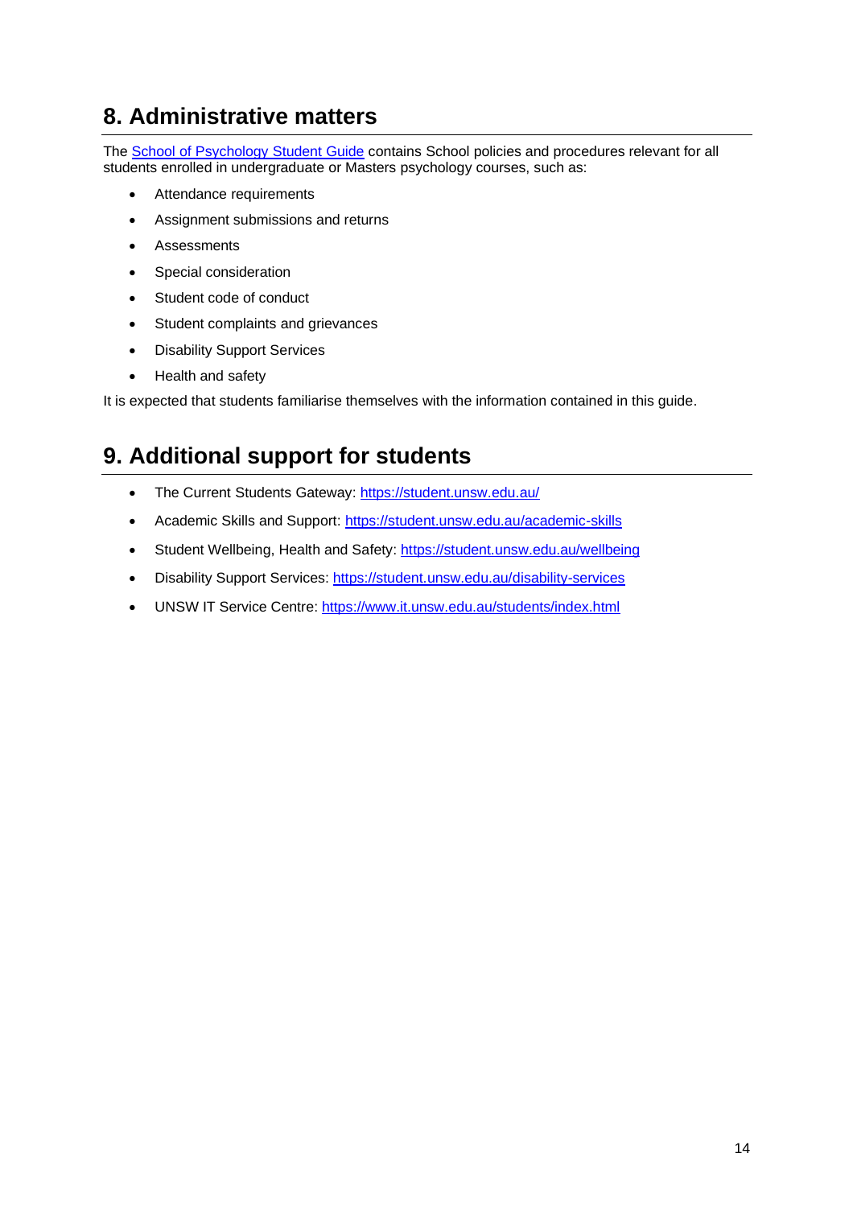## 8. Administrative matters

The [School of Psychology Student Guide](#) contains School policies and procedures relevant for all students enrolled in undergraduate or Masters psychology courses, such as:

- Attendance requirements
- Assignment submissions and returns
- Assessments
- Special consideration
- Student code of conduct
- Student complaints and grievances
- Disability Support Services
- Health and safety

It is expected that students familiarise themselves with the information contained in this guide.

## 9. Additional support for students

- The Current Students Gateway: https://student.unsw.edu.au/
- Academic Skills and Support: https://student.unsw.edu.au/academic-skills
- Student Wellbeing, Health and Safety: https://student.unsw.edu.au/wellbeing
- Disability Support Services: https://student.unsw.edu.au/disability-services
- UNSW IT Service Centre: https://www.it.unsw.edu.au/students/index.html